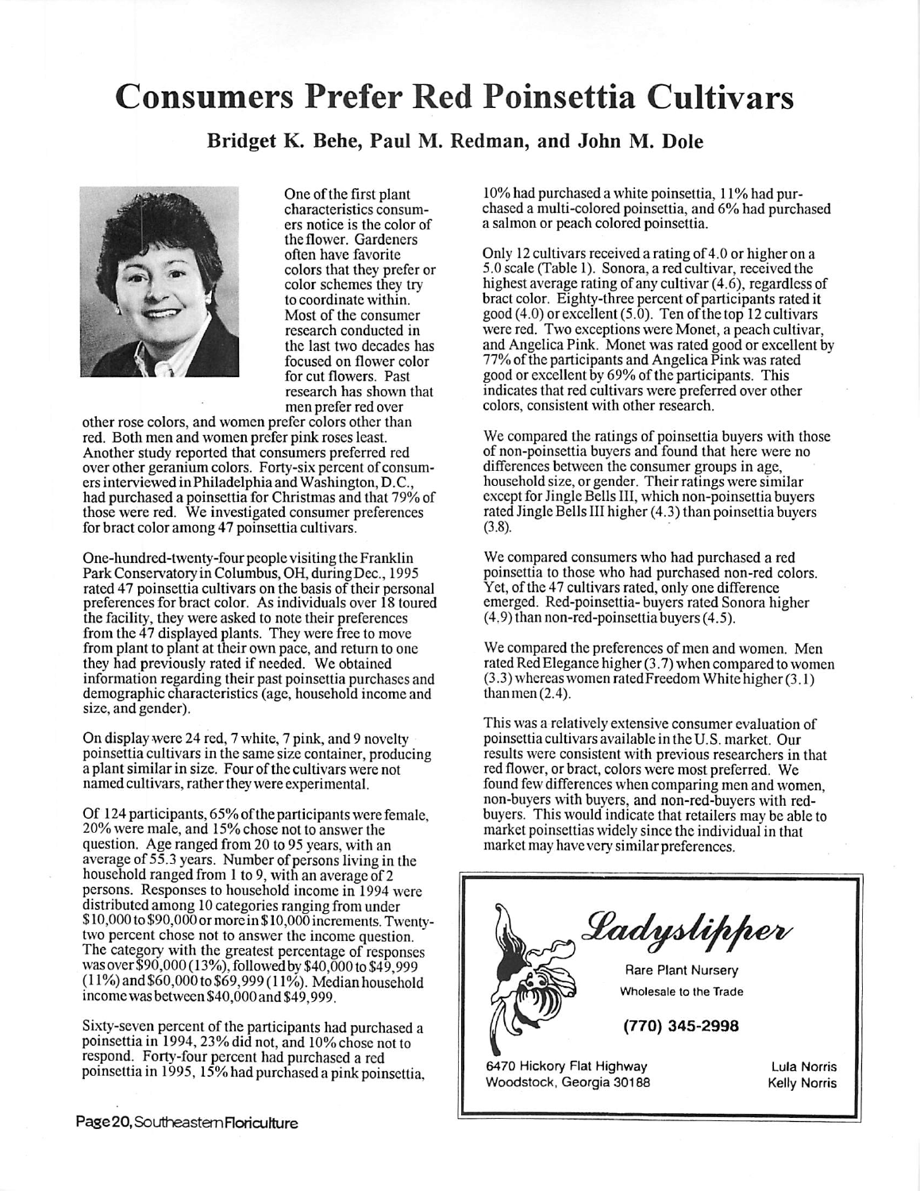# Consumers Prefer Red Poinsettia Cultivars

**Bridget K. Behe, Paul M. Redman, and John M. Dole**

One of the first plant characteristics consumers notice is the color of the flower. Gardeners often have favorite colors that they prefer or color schemes they try to coordinate within. Most of the consumer research conducted in the last two decades has focused on flower color for cut flowers. Past research has shown that men prefer red over other rose colors, and women prefer colors other than red. Both men and women prefer pink roses least. Another study reported that consumers preferred red over other geranium colors. Forty-six percent of consumers interviewed in Philadelphia and Washington, D.C., had purchased a poinsettia for Christmas and that 79% of those were red. We investigated consumer preferences for bract color among 47 poinsettia cultivars.

One-hundred-twenty-four people visiting the Franklin Park Conservatory in Columbus, OH, during Dec., 1995 rated 47 poinsettia cultivars on the basis of their personal preferences for bract color. As individuals over 18 toured the facility, they were asked to note their preferences from the 47 displayed plants. They were free to move from plant to plant at their own pace, and return to one they had previously rated if needed. We obtained information regarding their past poinsettia purchases and demographic characteristics (age, household income and size, and gender).

On display were 24 red, 7 white, 7 pink, and 9 novelty poinsettia cultivars in the same size container, producing a plant similar in size. Four of the cultivars were not named cultivars, rather they were experimental.

Of 124 participants, 65% of the participants were female, 20% were male, and 15% chose not to answer the question. Age ranged from 20 to 95 years, with an average of 55.3 years. Number of persons living in the household ranged from 1 to 9, with an average of 2 persons. Responses to household income in 1994 were distributed among 10 categories ranging from under $10,000 to $90,000 or more in $10,000 increments. Twenty-two percent chose not to answer the income question. The category with the greatest percentage of responses was over $90,000 (13%), followed by $40,000 to $49,999 (11%) and $60,000 to $69,999 (11%). Median household income was between $40,000 and $49,999.

Sixty-seven percent of the participants had purchased a poinsettia in 1994, 23% did not, and 10% chose not to respond. Forty-four percent had purchased a red poinsettia in 1995, 15% had purchased a pink poinsettia, 10% had purchased a white poinsettia, 11% had purchased a multi-colored poinsettia, and 6% had purchased a salmon or peach colored poinsettia.

Only 12 cultivars received a rating of 4.0 or higher on a 5.0 scale (Table 1). Sonora, a red cultivar, received the highest average rating of any cultivar (4.6), regardless of bract color. Eighty-three percent of participants rated it good (4.0) or excellent (5.0). Ten of the top 12 cultivars were red. Two exceptions were Monet, a peach cultivar, and Angelica Pink. Monet was rated good or excellent by 77% of the participants and Angelica Pink was rated good or excellent by 69% of the participants. This indicates that red cultivars were preferred over other colors, consistent with other research.

We compared the ratings of poinsettia buyers with those of non-poinsettia buyers and found that here were no differences between the consumer groups in age, household size, or gender. Their ratings were similar except for Jingle Bells III, which non-poinsettia buyers rated Jingle Bells III higher (4.3) than poinsettia buyers (3.8).

We compared consumers who had purchased a red poinsettia to those who had purchased non-red colors. Yet, of the 47 cultivars rated, only one difference emerged. Red-poinsettia-buyers rated Sonora higher (4.9) than non-red-poinsettia buyers (4.5).

We compared the preferences of men and women. Men rated Red Elegance higher (3.7) when compared to women (3.3) whereas women rated Freedom White higher (3.1) than men (2.4).

This was a relatively extensive consumer evaluation of poinsettia cultivars available in the U.S. market. Our results were consistent with previous researchers in that red flower, or bract, colors were most preferred. We found few differences when comparing men and women, non-buyers with buyers, and non-red-buyers with red-buyers. This would indicate that retailers may be able to market poinsettias widely since the individual in that market may have very similar preferences.

---

*Ladyslipper*

Rare Plant Nursery

Wholesale to the Trade

**(770) 345-2998**

6470 Hickory Flat Highway
Woodstock, Georgia 30188

Lula Norris
Kelly Norris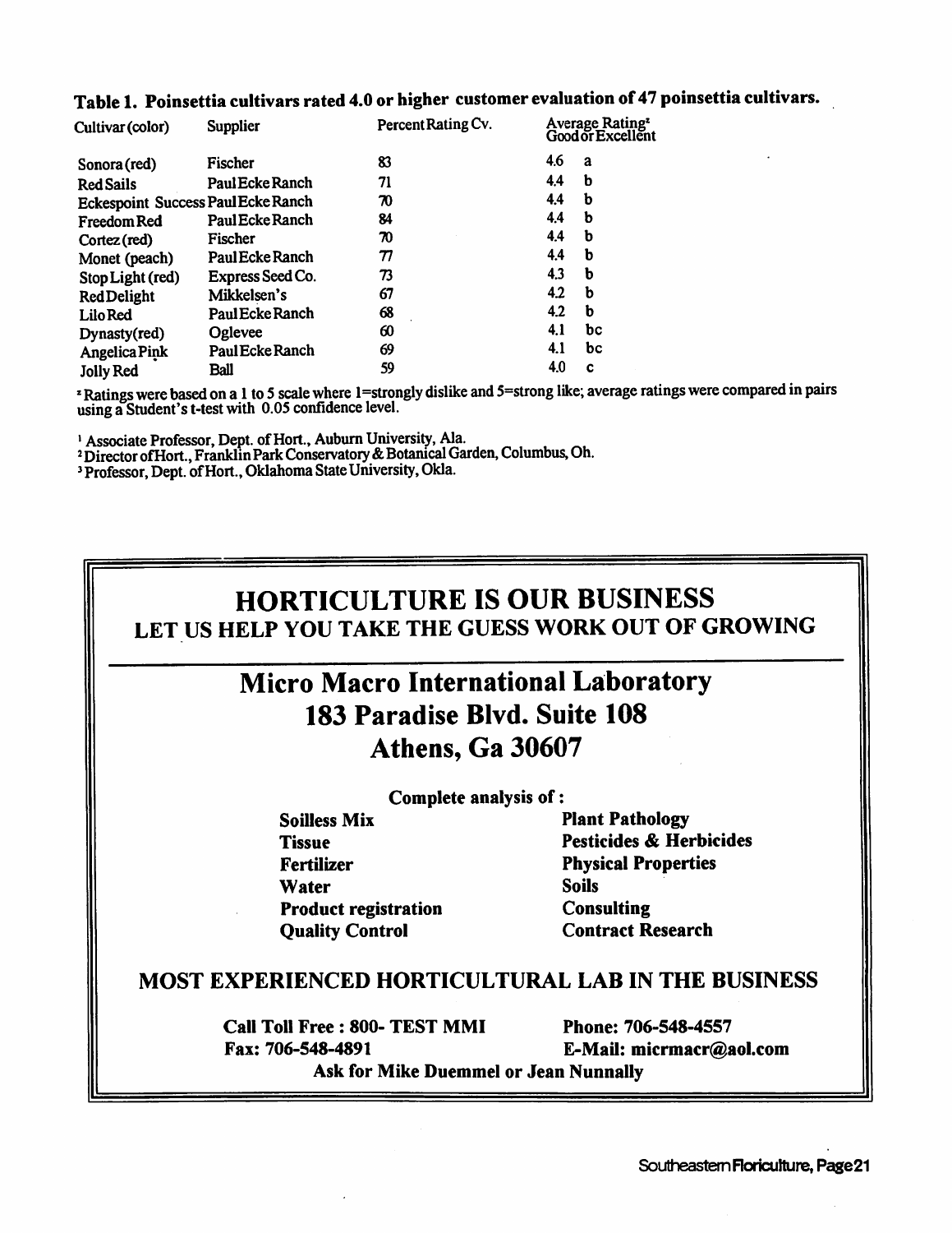**Table 1. Poinsettia cultivars rated 4.0 or higher customer evaluation of 47 poinsettia cultivars.**

| Cultivar (color) | Supplier | Percent Rating Cv. | Average Rating[z] Good or Excellent | |
|---|---|---|---|---|
| Sonora (red) | Fischer | 83 | 4.6 | a |
| Red Sails | Paul Ecke Ranch | 71 | 4.4 | b |
| Eckespoint Success | Paul Ecke Ranch | 70 | 4.4 | b |
| Freedom Red | Paul Ecke Ranch | 84 | 4.4 | b |
| Cortez (red) | Fischer | 70 | 4.4 | b |
| Monet (peach) | Paul Ecke Ranch | 77 | 4.4 | b |
| Stop Light (red) | Express Seed Co. | 73 | 4.3 | b |
| Red Delight | Mikkelsen's | 67 | 4.2 | b |
| Lilo Red | Paul Ecke Ranch | 68 | 4.2 | b |
| Dynasty(red) | Oglevee | 60 | 4.1 | bc |
| Angelica Pink | Paul Ecke Ranch | 69 | 4.1 | bc |
| Jolly Red | Ball | 59 | 4.0 | c |

[z] Ratings were based on a 1 to 5 scale where 1=strongly dislike and 5=strong like; average ratings were compared in pairs using a Student's t-test with 0.05 confidence level.

[1] Associate Professor, Dept. of Hort., Auburn University, Ala.
[2] Director of Hort., Franklin Park Conservatory & Botanical Garden, Columbus, Oh.
[3] Professor, Dept. of Hort., Oklahoma State University, Okla.

## HORTICULTURE IS OUR BUSINESS
### LET US HELP YOU TAKE THE GUESS WORK OUT OF GROWING

## Micro Macro International Laboratory
## 183 Paradise Blvd. Suite 108
## Athens, Ga 30607

**Complete analysis of :**

- **Soilless Mix**
- **Tissue**
- **Fertilizer**
- **Water**
- **Product registration**
- **Quality Control**
- **Plant Pathology**
- **Pesticides & Herbicides**
- **Physical Properties**
- **Soils**
- **Consulting**
- **Contract Research**

### MOST EXPERIENCED HORTICULTURAL LAB IN THE BUSINESS

**Call Toll Free : 800- TEST MMI** **Phone: 706-548-4557**
**Fax: 706-548-4891** **E-Mail: micrmacr@aol.com**
**Ask for Mike Duemmel or Jean Nunnally**